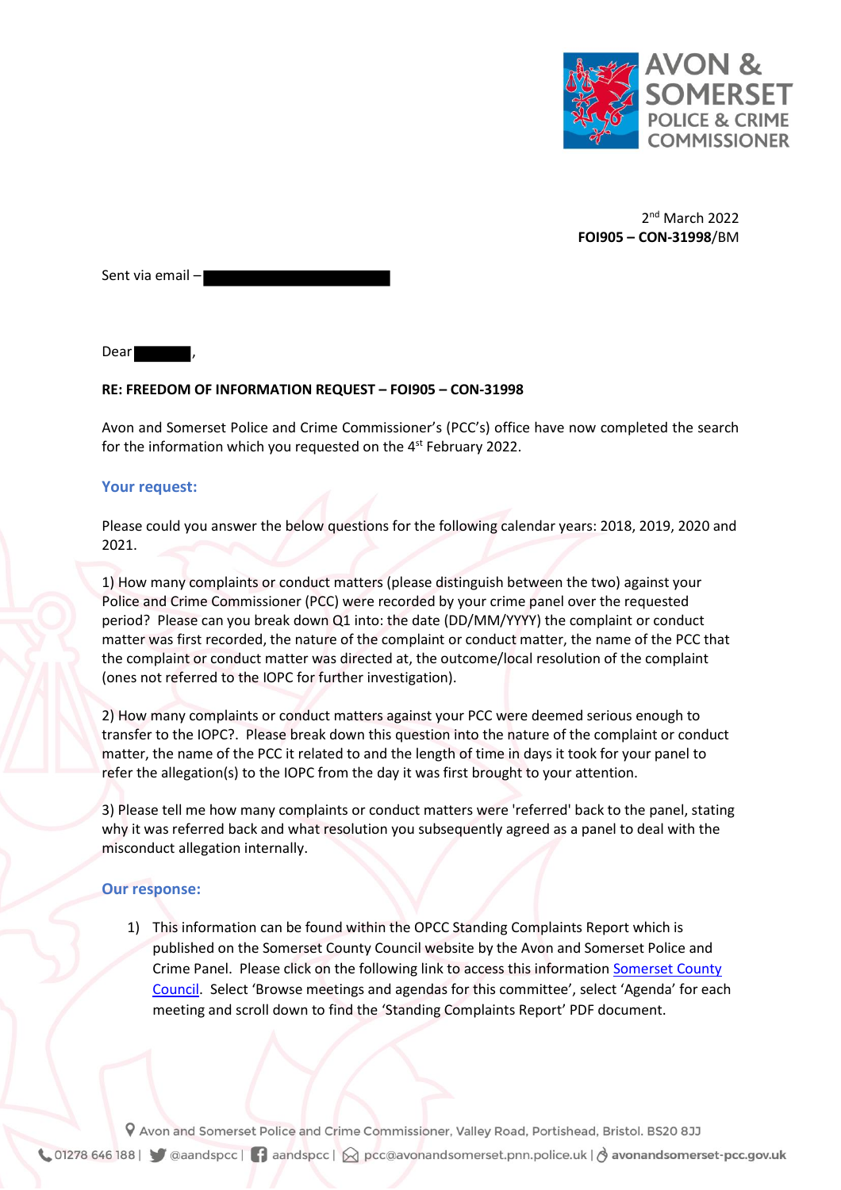AVON & SOMERSET POLICE & CRIME COMMISSIONER

2nd March 2022
**FOI905 – CON-31998**/BM

Sent via email –

Dear ,

**RE: FREEDOM OF INFORMATION REQUEST – FOI905 – CON-31998**

Avon and Somerset Police and Crime Commissioner's (PCC's) office have now completed the search for the information which you requested on the 4st February 2022.

## Your request:

Please could you answer the below questions for the following calendar years: 2018, 2019, 2020 and 2021.

1) How many complaints or conduct matters (please distinguish between the two) against your Police and Crime Commissioner (PCC) were recorded by your crime panel over the requested period? Please can you break down Q1 into: the date (DD/MM/YYYY) the complaint or conduct matter was first recorded, the nature of the complaint or conduct matter, the name of the PCC that the complaint or conduct matter was directed at, the outcome/local resolution of the complaint (ones not referred to the IOPC for further investigation).

2) How many complaints or conduct matters against your PCC were deemed serious enough to transfer to the IOPC?. Please break down this question into the nature of the complaint or conduct matter, the name of the PCC it related to and the length of time in days it took for your panel to refer the allegation(s) to the IOPC from the day it was first brought to your attention.

3) Please tell me how many complaints or conduct matters were 'referred' back to the panel, stating why it was referred back and what resolution you subsequently agreed as a panel to deal with the misconduct allegation internally.

## Our response:

1) This information can be found within the OPCC Standing Complaints Report which is published on the Somerset County Council website by the Avon and Somerset Police and Crime Panel. Please click on the following link to access this information Somerset County Council. Select 'Browse meetings and agendas for this committee', select 'Agenda' for each meeting and scroll down to find the 'Standing Complaints Report' PDF document.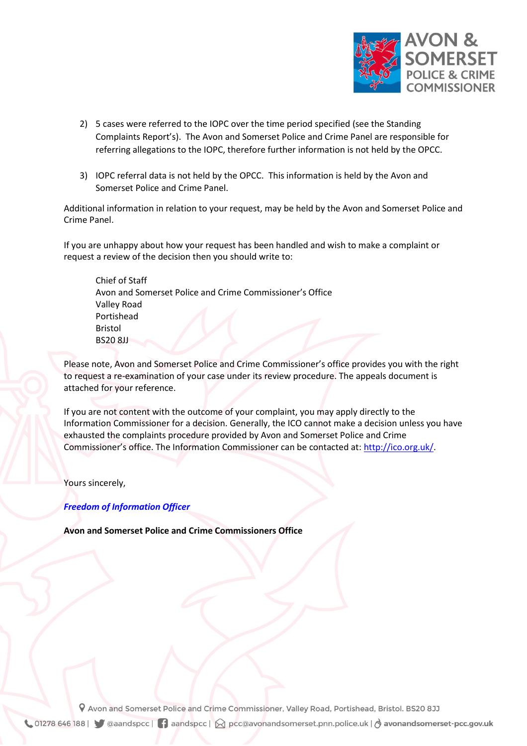2) 5 cases were referred to the IOPC over the time period specified (see the Standing Complaints Report's). The Avon and Somerset Police and Crime Panel are responsible for referring allegations to the IOPC, therefore further information is not held by the OPCC.

3) IOPC referral data is not held by the OPCC. This information is held by the Avon and Somerset Police and Crime Panel.

Additional information in relation to your request, may be held by the Avon and Somerset Police and Crime Panel.

If you are unhappy about how your request has been handled and wish to make a complaint or request a review of the decision then you should write to:

Chief of Staff
Avon and Somerset Police and Crime Commissioner's Office
Valley Road
Portishead
Bristol
BS20 8JJ

Please note, Avon and Somerset Police and Crime Commissioner's office provides you with the right to request a re-examination of your case under its review procedure. The appeals document is attached for your reference.

If you are not content with the outcome of your complaint, you may apply directly to the Information Commissioner for a decision. Generally, the ICO cannot make a decision unless you have exhausted the complaints procedure provided by Avon and Somerset Police and Crime Commissioner's office. The Information Commissioner can be contacted at: http://ico.org.uk/.

Yours sincerely,

***Freedom of Information Officer***

**Avon and Somerset Police and Crime Commissioners Office**